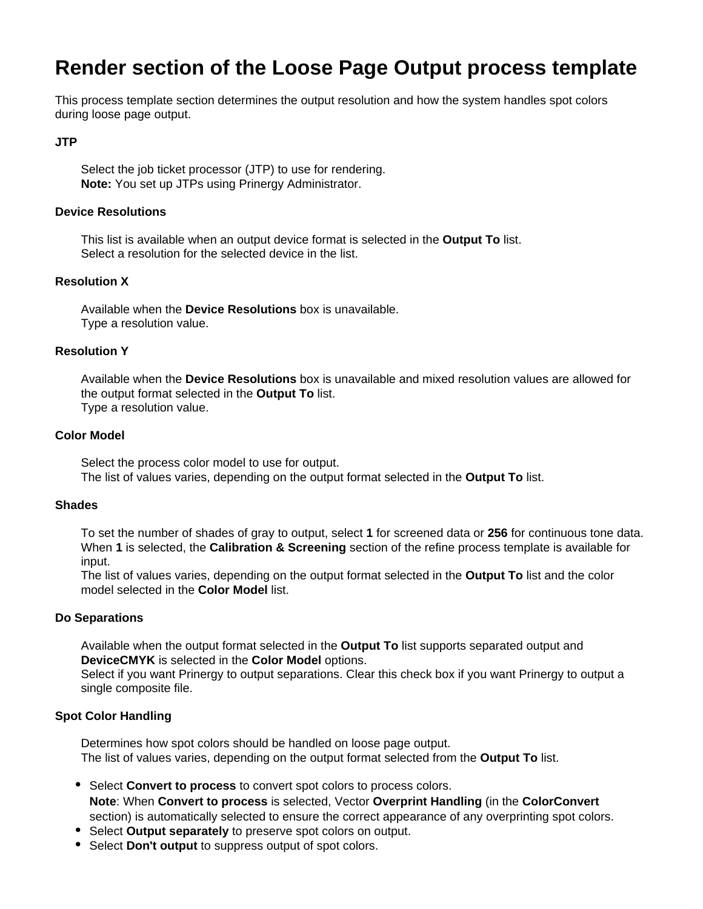# Render section of the Loose Page Output process template

This process template section determines the output resolution and how the system handles spot colors during loose page output.

**JTP**

Select the job ticket processor (JTP) to use for rendering.
**Note:** You set up JTPs using Prinergy Administrator.

**Device Resolutions**

This list is available when an output device format is selected in the **Output To** list.
Select a resolution for the selected device in the list.

**Resolution X**

Available when the **Device Resolutions** box is unavailable.
Type a resolution value.

**Resolution Y**

Available when the **Device Resolutions** box is unavailable and mixed resolution values are allowed for the output format selected in the **Output To** list.
Type a resolution value.

**Color Model**

Select the process color model to use for output.
The list of values varies, depending on the output format selected in the **Output To** list.

**Shades**

To set the number of shades of gray to output, select **1** for screened data or **256** for continuous tone data. When **1** is selected, the **Calibration & Screening** section of the refine process template is available for input.
The list of values varies, depending on the output format selected in the **Output To** list and the color model selected in the **Color Model** list.

**Do Separations**

Available when the output format selected in the **Output To** list supports separated output and **DeviceCMYK** is selected in the **Color Model** options.
Select if you want Prinergy to output separations. Clear this check box if you want Prinergy to output a single composite file.

**Spot Color Handling**

Determines how spot colors should be handled on loose page output.
The list of values varies, depending on the output format selected from the **Output To** list.

- Select **Convert to process** to convert spot colors to process colors.
  **Note**: When **Convert to process** is selected, Vector **Overprint Handling** (in the **ColorConvert** section) is automatically selected to ensure the correct appearance of any overprinting spot colors.
- Select **Output separately** to preserve spot colors on output.
- Select **Don't output** to suppress output of spot colors.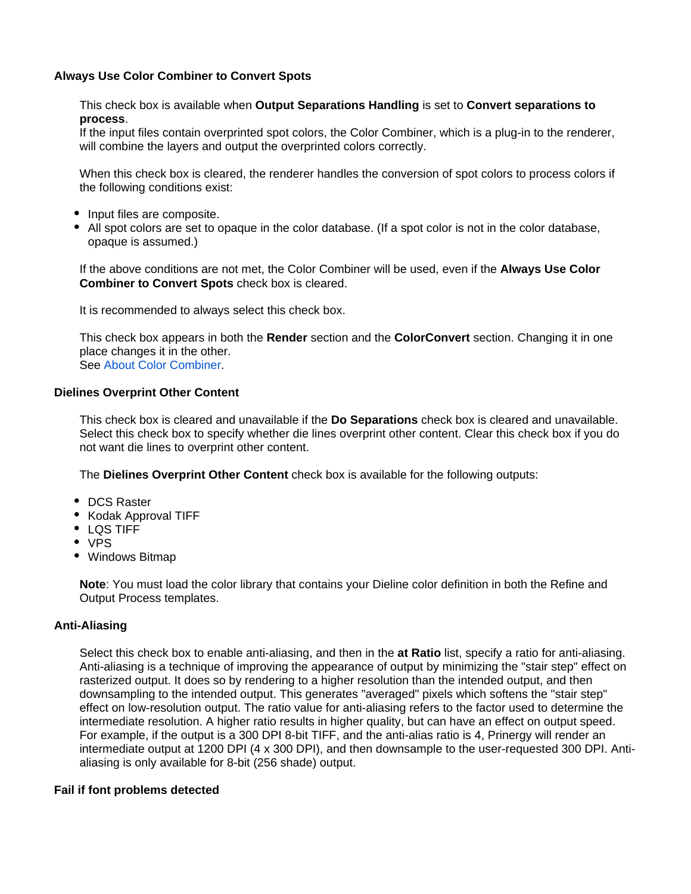### Always Use Color Combiner to Convert Spots

This check box is available when **Output Separations Handling** is set to **Convert separations to process**.
If the input files contain overprinted spot colors, the Color Combiner, which is a plug-in to the renderer, will combine the layers and output the overprinted colors correctly.

When this check box is cleared, the renderer handles the conversion of spot colors to process colors if the following conditions exist:

- Input files are composite.
- All spot colors are set to opaque in the color database. (If a spot color is not in the color database, opaque is assumed.)

If the above conditions are not met, the Color Combiner will be used, even if the **Always Use Color Combiner to Convert Spots** check box is cleared.

It is recommended to always select this check box.

This check box appears in both the **Render** section and the **ColorConvert** section. Changing it in one place changes it in the other.
See About Color Combiner.

### Dielines Overprint Other Content

This check box is cleared and unavailable if the **Do Separations** check box is cleared and unavailable. Select this check box to specify whether die lines overprint other content. Clear this check box if you do not want die lines to overprint other content.

The **Dielines Overprint Other Content** check box is available for the following outputs:

- DCS Raster
- Kodak Approval TIFF
- LQS TIFF
- VPS
- Windows Bitmap

**Note**: You must load the color library that contains your Dieline color definition in both the Refine and Output Process templates.

### Anti-Aliasing

Select this check box to enable anti-aliasing, and then in the **at Ratio** list, specify a ratio for anti-aliasing. Anti-aliasing is a technique of improving the appearance of output by minimizing the "stair step" effect on rasterized output. It does so by rendering to a higher resolution than the intended output, and then downsampling to the intended output. This generates "averaged" pixels which softens the "stair step" effect on low-resolution output. The ratio value for anti-aliasing refers to the factor used to determine the intermediate resolution. A higher ratio results in higher quality, but can have an effect on output speed. For example, if the output is a 300 DPI 8-bit TIFF, and the anti-alias ratio is 4, Prinergy will render an intermediate output at 1200 DPI (4 x 300 DPI), and then downsample to the user-requested 300 DPI. Anti-aliasing is only available for 8-bit (256 shade) output.

### Fail if font problems detected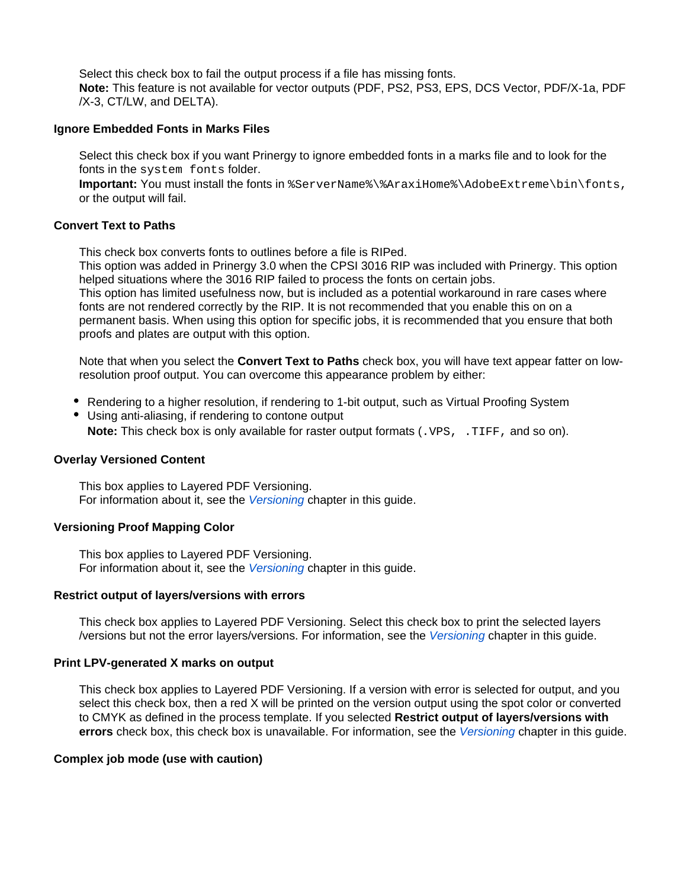Select this check box to fail the output process if a file has missing fonts.
**Note:** This feature is not available for vector outputs (PDF, PS2, PS3, EPS, DCS Vector, PDF/X-1a, PDF/X-3, CT/LW, and DELTA).

#### Ignore Embedded Fonts in Marks Files

Select this check box if you want Prinergy to ignore embedded fonts in a marks file and to look for the fonts in the `system fonts` folder.
**Important:** You must install the fonts in `%ServerName%\%AraxiHome%\AdobeExtreme\bin\fonts`, or the output will fail.

#### Convert Text to Paths

This check box converts fonts to outlines before a file is RIPed.
This option was added in Prinergy 3.0 when the CPSI 3016 RIP was included with Prinergy. This option helped situations where the 3016 RIP failed to process the fonts on certain jobs.
This option has limited usefulness now, but is included as a potential workaround in rare cases where fonts are not rendered correctly by the RIP. It is not recommended that you enable this on on a permanent basis. When using this option for specific jobs, it is recommended that you ensure that both proofs and plates are output with this option.

Note that when you select the **Convert Text to Paths** check box, you will have text appear fatter on low-resolution proof output. You can overcome this appearance problem by either:

- Rendering to a higher resolution, if rendering to 1-bit output, such as Virtual Proofing System
- Using anti-aliasing, if rendering to contone output
  **Note:** This check box is only available for raster output formats (`.VPS, .TIFF,` and so on).

#### Overlay Versioned Content

This box applies to Layered PDF Versioning.
For information about it, see the *Versioning* chapter in this guide.

#### Versioning Proof Mapping Color

This box applies to Layered PDF Versioning.
For information about it, see the *Versioning* chapter in this guide.

#### Restrict output of layers/versions with errors

This check box applies to Layered PDF Versioning. Select this check box to print the selected layers/versions but not the error layers/versions. For information, see the *Versioning* chapter in this guide.

#### Print LPV-generated X marks on output

This check box applies to Layered PDF Versioning. If a version with error is selected for output, and you select this check box, then a red X will be printed on the version output using the spot color or converted to CMYK as defined in the process template. If you selected **Restrict output of layers/versions with errors** check box, this check box is unavailable. For information, see the *Versioning* chapter in this guide.

#### Complex job mode (use with caution)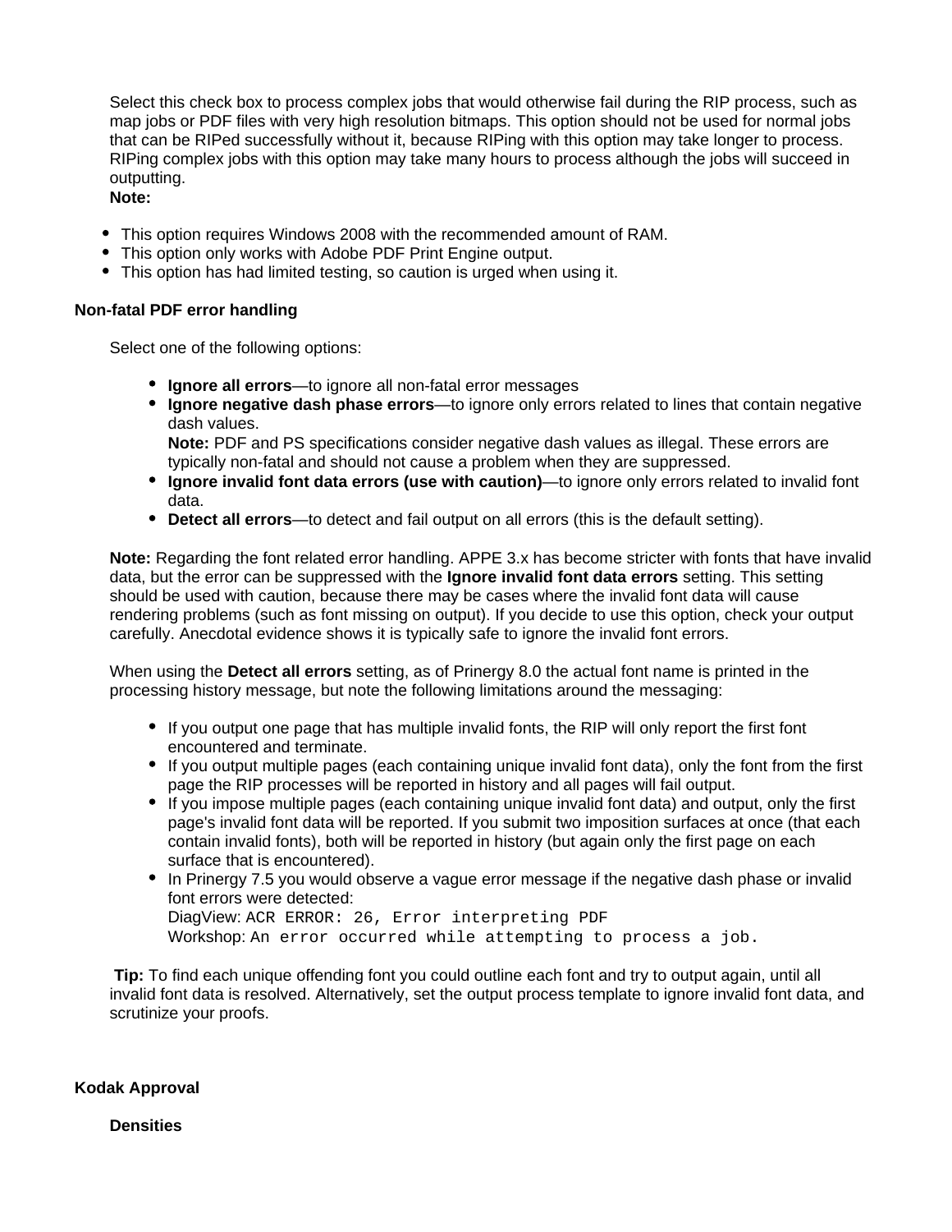Select this check box to process complex jobs that would otherwise fail during the RIP process, such as map jobs or PDF files with very high resolution bitmaps. This option should not be used for normal jobs that can be RIPed successfully without it, because RIPing with this option may take longer to process. RIPing complex jobs with this option may take many hours to process although the jobs will succeed in outputting.

**Note:**

- This option requires Windows 2008 with the recommended amount of RAM.
- This option only works with Adobe PDF Print Engine output.
- This option has had limited testing, so caution is urged when using it.

**Non-fatal PDF error handling**

Select one of the following options:

- **Ignore all errors**—to ignore all non-fatal error messages
- **Ignore negative dash phase errors**—to ignore only errors related to lines that contain negative dash values.
  **Note:** PDF and PS specifications consider negative dash values as illegal. These errors are typically non-fatal and should not cause a problem when they are suppressed.
- **Ignore invalid font data errors (use with caution)**—to ignore only errors related to invalid font data.
- **Detect all errors**—to detect and fail output on all errors (this is the default setting).

**Note:** Regarding the font related error handling. APPE 3.x has become stricter with fonts that have invalid data, but the error can be suppressed with the **Ignore invalid font data errors** setting. This setting should be used with caution, because there may be cases where the invalid font data will cause rendering problems (such as font missing on output). If you decide to use this option, check your output carefully. Anecdotal evidence shows it is typically safe to ignore the invalid font errors.

When using the **Detect all errors** setting, as of Prinergy 8.0 the actual font name is printed in the processing history message, but note the following limitations around the messaging:

- If you output one page that has multiple invalid fonts, the RIP will only report the first font encountered and terminate.
- If you output multiple pages (each containing unique invalid font data), only the font from the first page the RIP processes will be reported in history and all pages will fail output.
- If you impose multiple pages (each containing unique invalid font data) and output, only the first page's invalid font data will be reported. If you submit two imposition surfaces at once (that each contain invalid fonts), both will be reported in history (but again only the first page on each surface that is encountered).
- In Prinergy 7.5 you would observe a vague error message if the negative dash phase or invalid font errors were detected:
  DiagView: `ACR ERROR: 26, Error interpreting PDF`
  Workshop: `An error occurred while attempting to process a job.`

**Tip:** To find each unique offending font you could outline each font and try to output again, until all invalid font data is resolved. Alternatively, set the output process template to ignore invalid font data, and scrutinize your proofs.

**Kodak Approval**

**Densities**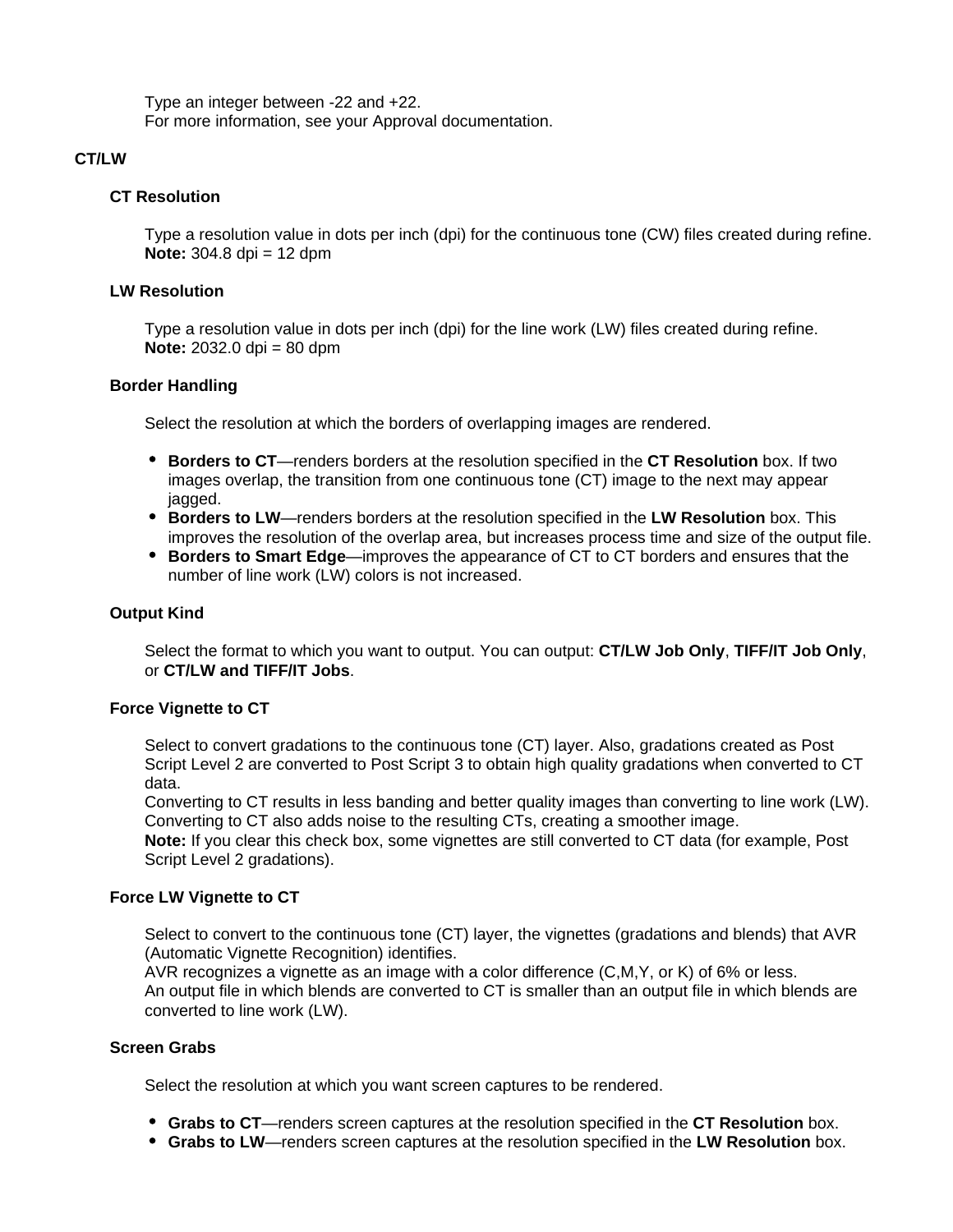Type an integer between -22 and +22.
For more information, see your Approval documentation.

### CT/LW

#### CT Resolution

Type a resolution value in dots per inch (dpi) for the continuous tone (CW) files created during refine.
**Note:** 304.8 dpi = 12 dpm

#### LW Resolution

Type a resolution value in dots per inch (dpi) for the line work (LW) files created during refine.
**Note:** 2032.0 dpi = 80 dpm

#### Border Handling

Select the resolution at which the borders of overlapping images are rendered.

- **Borders to CT**—renders borders at the resolution specified in the **CT Resolution** box. If two images overlap, the transition from one continuous tone (CT) image to the next may appear jagged.
- **Borders to LW**—renders borders at the resolution specified in the **LW Resolution** box. This improves the resolution of the overlap area, but increases process time and size of the output file.
- **Borders to Smart Edge**—improves the appearance of CT to CT borders and ensures that the number of line work (LW) colors is not increased.

#### Output Kind

Select the format to which you want to output. You can output: **CT/LW Job Only**, **TIFF/IT Job Only**, or **CT/LW and TIFF/IT Jobs**.

#### Force Vignette to CT

Select to convert gradations to the continuous tone (CT) layer. Also, gradations created as Post Script Level 2 are converted to Post Script 3 to obtain high quality gradations when converted to CT data.
Converting to CT results in less banding and better quality images than converting to line work (LW). Converting to CT also adds noise to the resulting CTs, creating a smoother image.
**Note:** If you clear this check box, some vignettes are still converted to CT data (for example, Post Script Level 2 gradations).

#### Force LW Vignette to CT

Select to convert to the continuous tone (CT) layer, the vignettes (gradations and blends) that AVR (Automatic Vignette Recognition) identifies.
AVR recognizes a vignette as an image with a color difference (C,M,Y, or K) of 6% or less.
An output file in which blends are converted to CT is smaller than an output file in which blends are converted to line work (LW).

#### Screen Grabs

Select the resolution at which you want screen captures to be rendered.

- **Grabs to CT**—renders screen captures at the resolution specified in the **CT Resolution** box.
- **Grabs to LW**—renders screen captures at the resolution specified in the **LW Resolution** box.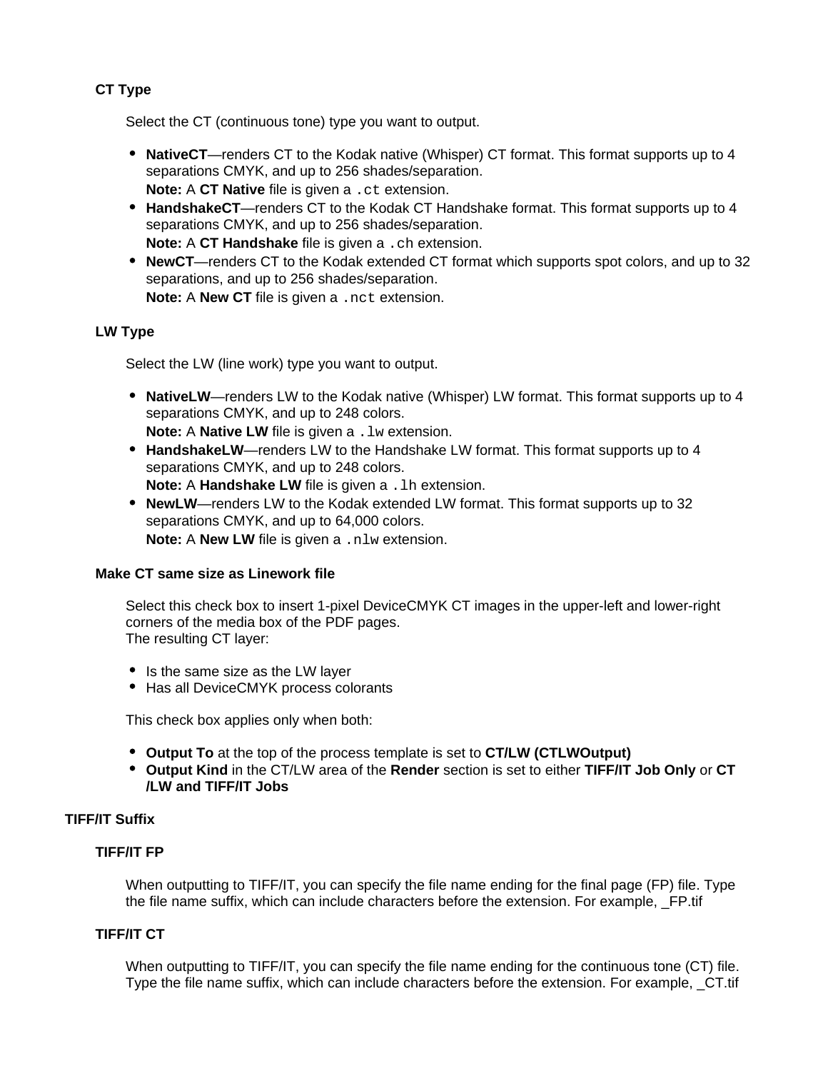#### CT Type

Select the CT (continuous tone) type you want to output.

- **NativeCT**—renders CT to the Kodak native (Whisper) CT format. This format supports up to 4 separations CMYK, and up to 256 shades/separation.
  **Note:** A **CT Native** file is given a `.ct` extension.
- **HandshakeCT**—renders CT to the Kodak CT Handshake format. This format supports up to 4 separations CMYK, and up to 256 shades/separation.
  **Note:** A **CT Handshake** file is given a `.ch` extension.
- **NewCT**—renders CT to the Kodak extended CT format which supports spot colors, and up to 32 separations, and up to 256 shades/separation.
  **Note:** A **New CT** file is given a `.nct` extension.

#### LW Type

Select the LW (line work) type you want to output.

- **NativeLW**—renders LW to the Kodak native (Whisper) LW format. This format supports up to 4 separations CMYK, and up to 248 colors.
  **Note:** A **Native LW** file is given a `.lw` extension.
- **HandshakeLW**—renders LW to the Handshake LW format. This format supports up to 4 separations CMYK, and up to 248 colors.
  **Note:** A **Handshake LW** file is given a `.lh` extension.
- **NewLW**—renders LW to the Kodak extended LW format. This format supports up to 32 separations CMYK, and up to 64,000 colors.
  **Note:** A **New LW** file is given a `.nlw` extension.

#### Make CT same size as Linework file

Select this check box to insert 1-pixel DeviceCMYK CT images in the upper-left and lower-right corners of the media box of the PDF pages.
The resulting CT layer:

- Is the same size as the LW layer
- Has all DeviceCMYK process colorants

This check box applies only when both:

- **Output To** at the top of the process template is set to **CT/LW (CTLWOutput)**
- **Output Kind** in the CT/LW area of the **Render** section is set to either **TIFF/IT Job Only** or **CT/LW and TIFF/IT Jobs**

### TIFF/IT Suffix

#### TIFF/IT FP

When outputting to TIFF/IT, you can specify the file name ending for the final page (FP) file. Type the file name suffix, which can include characters before the extension. For example, _FP.tif

#### TIFF/IT CT

When outputting to TIFF/IT, you can specify the file name ending for the continuous tone (CT) file. Type the file name suffix, which can include characters before the extension. For example, _CT.tif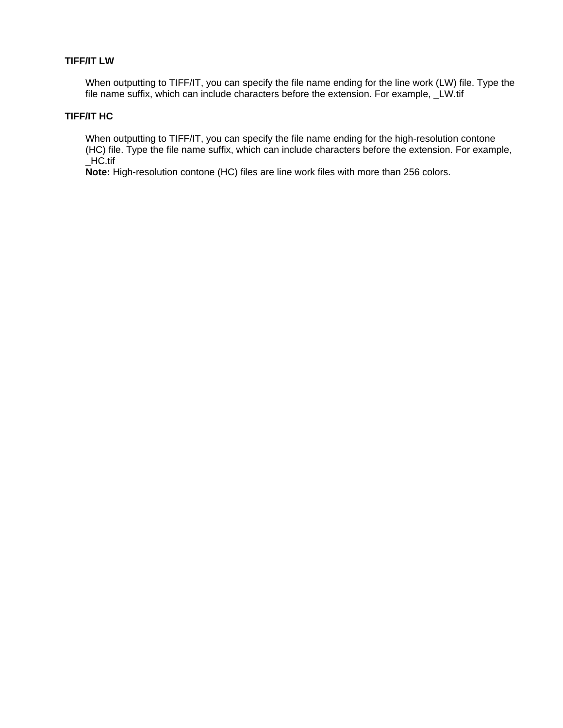**TIFF/IT LW**

When outputting to TIFF/IT, you can specify the file name ending for the line work (LW) file. Type the file name suffix, which can include characters before the extension. For example, _LW.tif

**TIFF/IT HC**

When outputting to TIFF/IT, you can specify the file name ending for the high-resolution contone (HC) file. Type the file name suffix, which can include characters before the extension. For example, _HC.tif

**Note:** High-resolution contone (HC) files are line work files with more than 256 colors.